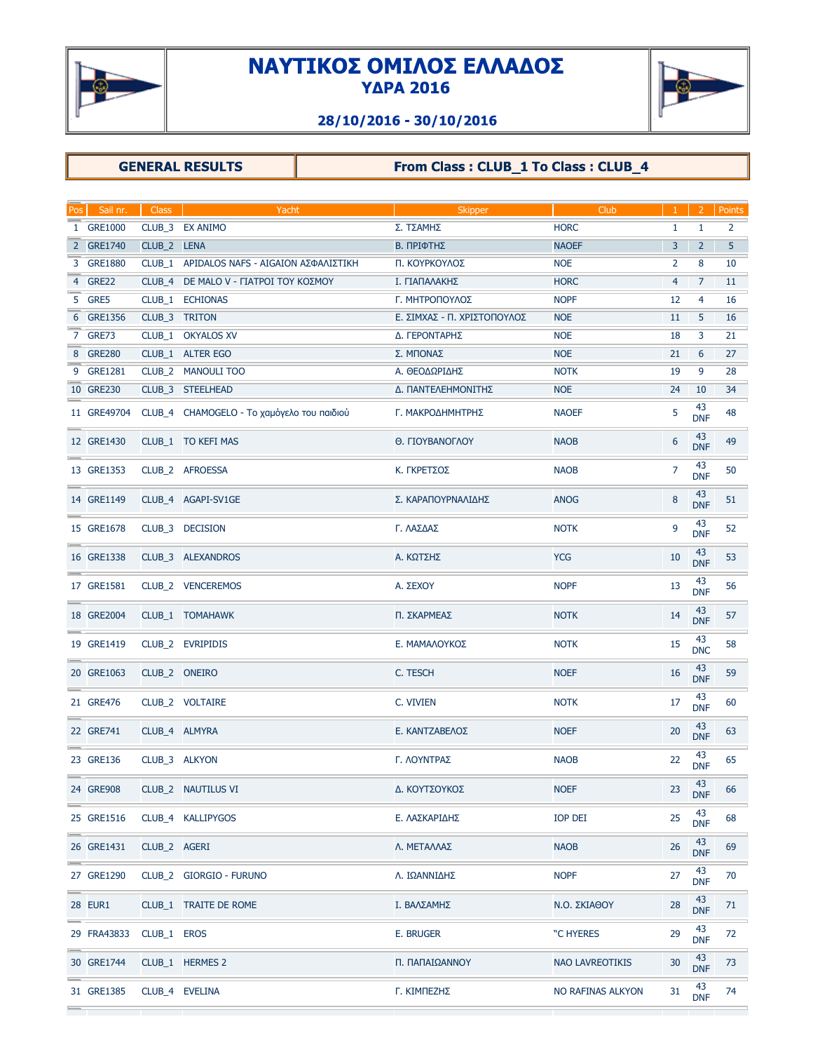# ΝΑΥΤΙΚΟΣ ΟΜΙΛΟΣ ΕΛΛΑΔΟΣ

## ΥΔΡΑ 2016

**28/10/2016 - 30/10/2016**

| **GENERAL RESULTS** | **From Class : CLUB_1 To Class : CLUB_4** |
|---|---|

| Pos | Sail nr. | Class | Yacht | Skipper | Club | 1 | 2 | Points |
|---|---|---|---|---|---|---|---|---|
| 1 | GRE1000 | CLUB_3 | EX ANIMO | Σ. ΤΣΑΜΗΣ | HORC | 1 | 1 | 2 |
| 2 | GRE1740 | CLUB_2 | LENA | Β. ΠΡΙΦΤΗΣ | NAOEF | 3 | 2 | 5 |
| 3 | GRE1880 | CLUB_1 | APIDALOS NAFS - AIGAION ΑΣΦΑΛΙΣΤΙΚΗ | Π. ΚΟΥΡΚΟΥΛΟΣ | NOE | 2 | 8 | 10 |
| 4 | GRE22 | CLUB_4 | DE MALO V - ΓΙΑΤΡΟΙ ΤΟΥ ΚΟΣΜΟΥ | Ι. ΓΙΑΠΑΛΑΚΗΣ | HORC | 4 | 7 | 11 |
| 5 | GRE5 | CLUB_1 | ECHIONAS | Γ. ΜΗΤΡΟΠΟΥΛΟΣ | NOPF | 12 | 4 | 16 |
| 6 | GRE1356 | CLUB_3 | TRITON | Ε. ΣΙΜΧΑΣ - Π. ΧΡΙΣΤΟΠΟΥΛΟΣ | NOE | 11 | 5 | 16 |
| 7 | GRE73 | CLUB_1 | OKYALOS XV | Δ. ΓΕΡΟΝΤΑΡΗΣ | NOE | 18 | 3 | 21 |
| 8 | GRE280 | CLUB_1 | ALTER EGO | Σ. ΜΠΟΝΑΣ | NOE | 21 | 6 | 27 |
| 9 | GRE1281 | CLUB_2 | MANOULI TOO | Α. ΘΕΟΔΩΡΙΔΗΣ | NOTK | 19 | 9 | 28 |
| 10 | GRE230 | CLUB_3 | STEELHEAD | Δ. ΠΑΝΤΕΛΕΗΜΟΝΙΤΗΣ | NOE | 24 | 10 | 34 |
| 11 | GRE49704 | CLUB_4 | CHAMOGELO - Το χαμόγελο του παιδιού | Γ. ΜΑΚΡΟΔΗΜΗΤΡΗΣ | NAOEF | 5 | 43 DNF | 48 |
| 12 | GRE1430 | CLUB_1 | TO KEFI MAS | Θ. ΓΙΟΥΒΑΝΟΓΛΟΥ | NAOB | 6 | 43 DNF | 49 |
| 13 | GRE1353 | CLUB_2 | AFROESSA | Κ. ΓΚΡΕΤΣΟΣ | NAOB | 7 | 43 DNF | 50 |
| 14 | GRE1149 | CLUB_4 | AGAPI-SV1GE | Σ. ΚΑΡΑΠΟΥΡΝΑΛΙΔΗΣ | ANOG | 8 | 43 DNF | 51 |
| 15 | GRE1678 | CLUB_3 | DECISION | Γ. ΛΑΣΔΑΣ | NOTK | 9 | 43 DNF | 52 |
| 16 | GRE1338 | CLUB_3 | ALEXANDROS | Α. ΚΩΤΣΗΣ | YCG | 10 | 43 DNF | 53 |
| 17 | GRE1581 | CLUB_2 | VENCEREMOS | Α. ΣΕΧΟΥ | NOPF | 13 | 43 DNF | 56 |
| 18 | GRE2004 | CLUB_1 | TOMAHAWK | Π. ΣΚΑΡΜΕΑΣ | NOTK | 14 | 43 DNF | 57 |
| 19 | GRE1419 | CLUB_2 | EVRIPIDIS | Ε. ΜΑΜΑΛΟΥΚΟΣ | NOTK | 15 | 43 DNC | 58 |
| 20 | GRE1063 | CLUB_2 | ONEIRO | C. TESCH | NOEF | 16 | 43 DNF | 59 |
| 21 | GRE476 | CLUB_2 | VOLTAIRE | C. VIVIEN | NOTK | 17 | 43 DNF | 60 |
| 22 | GRE741 | CLUB_4 | ALMYRA | Ε. ΚΑΝΤΖΑΒΕΛΟΣ | NOEF | 20 | 43 DNF | 63 |
| 23 | GRE136 | CLUB_3 | ALKYON | Γ. ΛΟΥΝΤΡΑΣ | NAOB | 22 | 43 DNF | 65 |
| 24 | GRE908 | CLUB_2 | NAUTILUS VI | Δ. ΚΟΥΤΣΟΥΚΟΣ | NOEF | 23 | 43 DNF | 66 |
| 25 | GRE1516 | CLUB_4 | KALLIPYGOS | Ε. ΛΑΣΚΑΡΙΔΗΣ | IOP DEI | 25 | 43 DNF | 68 |
| 26 | GRE1431 | CLUB_2 | AGERI | Λ. ΜΕΤΑΛΛΑΣ | NAOB | 26 | 43 DNF | 69 |
| 27 | GRE1290 | CLUB_2 | GIORGIO - FURUNO | Λ. ΙΩΑΝΝΙΔΗΣ | NOPF | 27 | 43 DNF | 70 |
| 28 | EUR1 | CLUB_1 | TRAITE DE ROME | Ι. ΒΑΛΣΑΜΗΣ | Ν.Ο. ΣΚΙΑΘΟΥ | 28 | 43 DNF | 71 |
| 29 | FRA43833 | CLUB_1 | EROS | E. BRUGER | "C HYERES | 29 | 43 DNF | 72 |
| 30 | GRE1744 | CLUB_1 | HERMES 2 | Π. ΠΑΠΑΙΩΑΝΝΟΥ | NAO LAVREOTIKIS | 30 | 43 DNF | 73 |
| 31 | GRE1385 | CLUB_4 | EVELINA | Γ. ΚΙΜΠΕΖΗΣ | NO RAFINAS ALKYON | 31 | 43 DNF | 74 |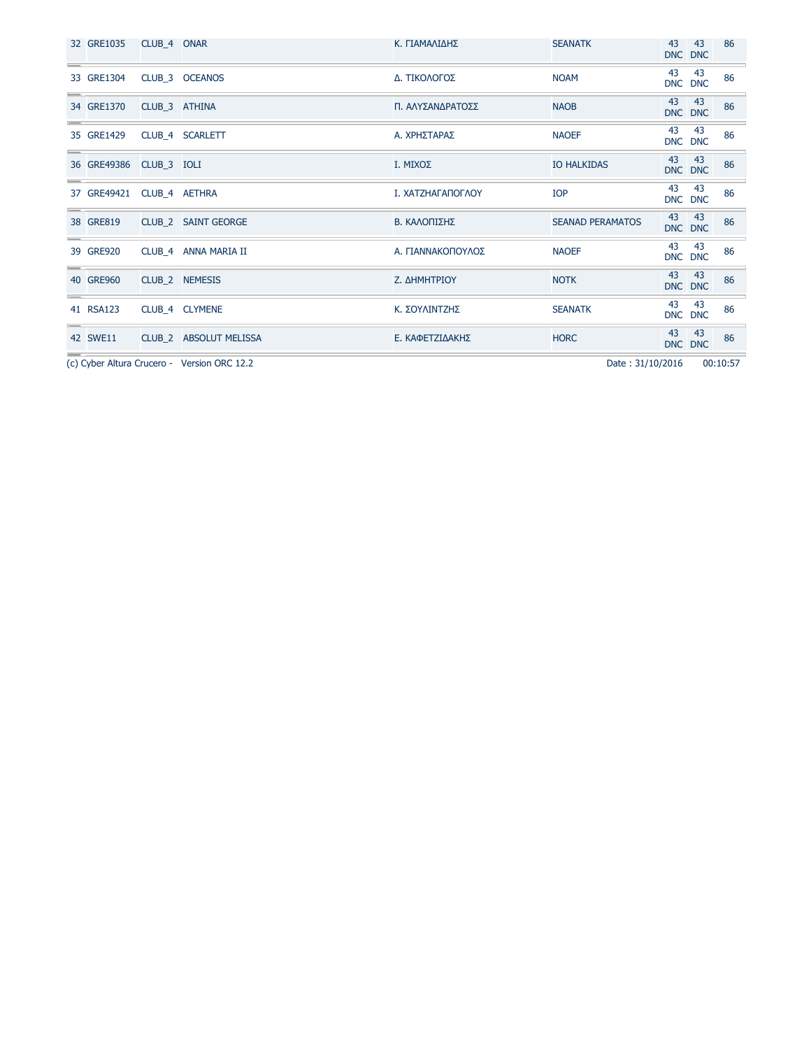| | | | | | | | | |
|---|---|---|---|---|---|---|---|---|
| 32 | GRE1035 | CLUB_4 | ONAR | Κ. ΓΙΑΜΑΛΙΔΗΣ | SEANATK | 43 DNC | 43 DNC | 86 |
| 33 | GRE1304 | CLUB_3 | OCEANOS | Δ. ΤΙΚΟΛΟΓΟΣ | NOAM | 43 DNC | 43 DNC | 86 |
| 34 | GRE1370 | CLUB_3 | ATHINA | Π. ΑΛΥΣΑΝΔΡΑΤΟΣΣ | NAOB | 43 DNC | 43 DNC | 86 |
| 35 | GRE1429 | CLUB_4 | SCARLETT | Α. ΧΡΗΣΤΑΡΑΣ | NAOEF | 43 DNC | 43 DNC | 86 |
| 36 | GRE49386 | CLUB_3 | IOLI | Ι. ΜΙΧΟΣ | IO HALKIDAS | 43 DNC | 43 DNC | 86 |
| 37 | GRE49421 | CLUB_4 | AETHRA | Ι. ΧΑΤΖΗΑΓΑΠΟΓΛΟΥ | IOP | 43 DNC | 43 DNC | 86 |
| 38 | GRE819 | CLUB_2 | SAINT GEORGE | Β. ΚΑΛΟΠΙΣΗΣ | SEANAD PERAMATOS | 43 DNC | 43 DNC | 86 |
| 39 | GRE920 | CLUB_4 | ANNA MARIA II | Α. ΓΙΑΝΝΑΚΟΠΟΥΛΟΣ | NAOEF | 43 DNC | 43 DNC | 86 |
| 40 | GRE960 | CLUB_2 | NEMESIS | Ζ. ΔΗΜΗΤΡΙΟΥ | NOTK | 43 DNC | 43 DNC | 86 |
| 41 | RSA123 | CLUB_4 | CLYMENE | Κ. ΣΟΥΛΙΝΤΖΗΣ | SEANATK | 43 DNC | 43 DNC | 86 |
| 42 | SWE11 | CLUB_2 | ABSOLUT MELISSA | Ε. ΚΑΦΕΤΖΙΔΑΚΗΣ | HORC | 43 DNC | 43 DNC | 86 |

(c) Cyber Altura Crucero - Version ORC 12.2 Date : 31/10/2016 00:10:57